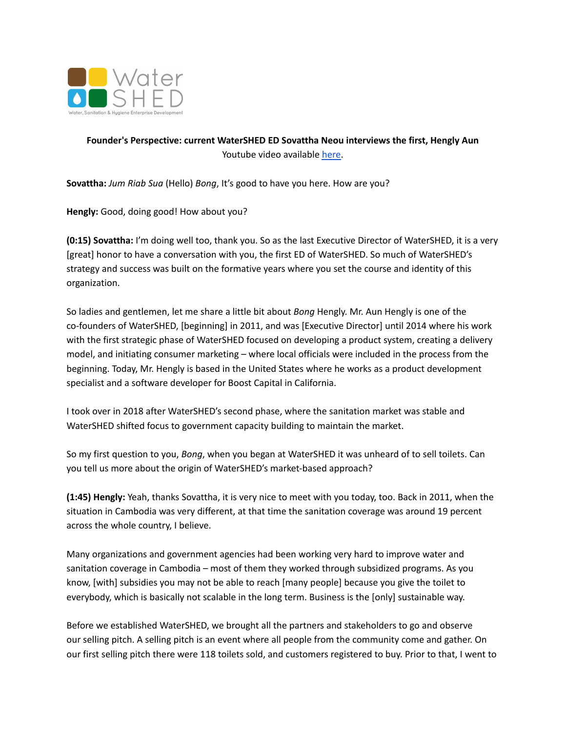**Founder's Perspective: current WaterSHED ED Sovattha Neou interviews the first, Hengly Aun**

Youtube video available here.

**Sovattha:** *Jum Riab Sua* (Hello) *Bong*, It's good to have you here. How are you?

**Hengly:** Good, doing good! How about you?

**(0:15) Sovattha:** I'm doing well too, thank you. So as the last Executive Director of WaterSHED, it is a very [great] honor to have a conversation with you, the first ED of WaterSHED. So much of WaterSHED's strategy and success was built on the formative years where you set the course and identity of this organization.

So ladies and gentlemen, let me share a little bit about *Bong* Hengly. Mr. Aun Hengly is one of the co-founders of WaterSHED, [beginning] in 2011, and was [Executive Director] until 2014 where his work with the first strategic phase of WaterSHED focused on developing a product system, creating a delivery model, and initiating consumer marketing – where local officials were included in the process from the beginning. Today, Mr. Hengly is based in the United States where he works as a product development specialist and a software developer for Boost Capital in California.

I took over in 2018 after WaterSHED's second phase, where the sanitation market was stable and WaterSHED shifted focus to government capacity building to maintain the market.

So my first question to you, *Bong*, when you began at WaterSHED it was unheard of to sell toilets. Can you tell us more about the origin of WaterSHED's market-based approach?

**(1:45) Hengly:** Yeah, thanks Sovattha, it is very nice to meet with you today, too. Back in 2011, when the situation in Cambodia was very different, at that time the sanitation coverage was around 19 percent across the whole country, I believe.

Many organizations and government agencies had been working very hard to improve water and sanitation coverage in Cambodia – most of them they worked through subsidized programs. As you know, [with] subsidies you may not be able to reach [many people] because you give the toilet to everybody, which is basically not scalable in the long term. Business is the [only] sustainable way.

Before we established WaterSHED, we brought all the partners and stakeholders to go and observe our selling pitch. A selling pitch is an event where all people from the community come and gather. On our first selling pitch there were 118 toilets sold, and customers registered to buy. Prior to that, I went to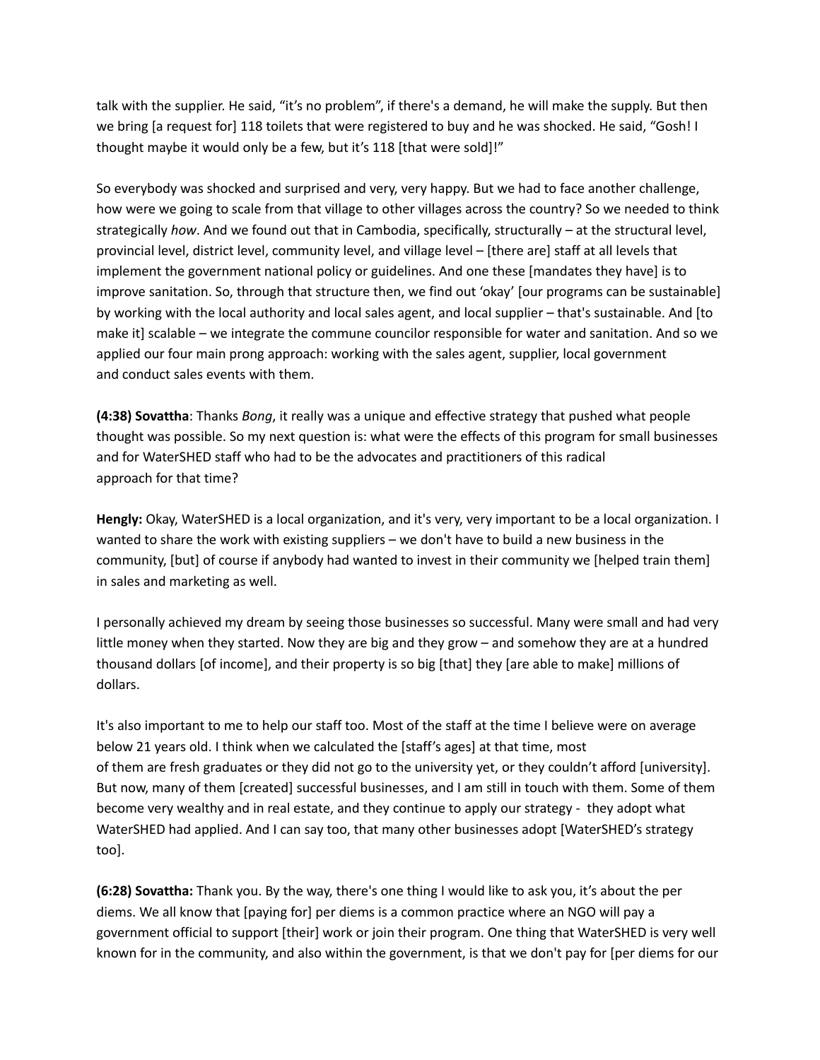talk with the supplier. He said, "it's no problem", if there's a demand, he will make the supply. But then we bring [a request for] 118 toilets that were registered to buy and he was shocked. He said, "Gosh! I thought maybe it would only be a few, but it's 118 [that were sold]!"

So everybody was shocked and surprised and very, very happy. But we had to face another challenge, how were we going to scale from that village to other villages across the country? So we needed to think strategically *how*. And we found out that in Cambodia, specifically, structurally – at the structural level, provincial level, district level, community level, and village level – [there are] staff at all levels that implement the government national policy or guidelines. And one these [mandates they have] is to improve sanitation. So, through that structure then, we find out 'okay' [our programs can be sustainable] by working with the local authority and local sales agent, and local supplier – that's sustainable. And [to make it] scalable – we integrate the commune councilor responsible for water and sanitation. And so we applied our four main prong approach: working with the sales agent, supplier, local government and conduct sales events with them.

**(4:38) Sovattha**: Thanks *Bong*, it really was a unique and effective strategy that pushed what people thought was possible. So my next question is: what were the effects of this program for small businesses and for WaterSHED staff who had to be the advocates and practitioners of this radical approach for that time?

**Hengly:** Okay, WaterSHED is a local organization, and it's very, very important to be a local organization. I wanted to share the work with existing suppliers – we don't have to build a new business in the community, [but] of course if anybody had wanted to invest in their community we [helped train them] in sales and marketing as well.

I personally achieved my dream by seeing those businesses so successful. Many were small and had very little money when they started. Now they are big and they grow – and somehow they are at a hundred thousand dollars [of income], and their property is so big [that] they [are able to make] millions of dollars.

It's also important to me to help our staff too. Most of the staff at the time I believe were on average below 21 years old. I think when we calculated the [staff's ages] at that time, most of them are fresh graduates or they did not go to the university yet, or they couldn't afford [university]. But now, many of them [created] successful businesses, and I am still in touch with them. Some of them become very wealthy and in real estate, and they continue to apply our strategy - they adopt what WaterSHED had applied. And I can say too, that many other businesses adopt [WaterSHED's strategy too].

**(6:28) Sovattha:** Thank you. By the way, there's one thing I would like to ask you, it's about the per diems. We all know that [paying for] per diems is a common practice where an NGO will pay a government official to support [their] work or join their program. One thing that WaterSHED is very well known for in the community, and also within the government, is that we don't pay for [per diems for our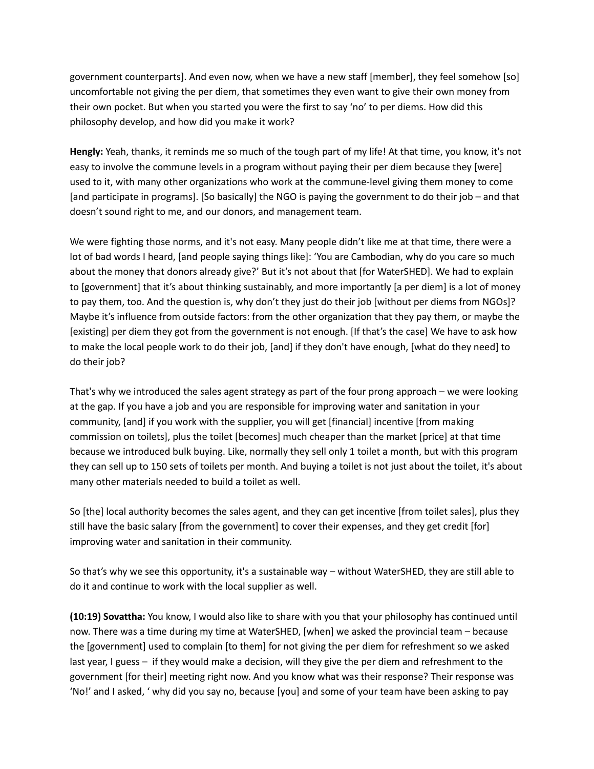government counterparts]. And even now, when we have a new staff [member], they feel somehow [so] uncomfortable not giving the per diem, that sometimes they even want to give their own money from their own pocket. But when you started you were the first to say 'no' to per diems. How did this philosophy develop, and how did you make it work?

**Hengly:** Yeah, thanks, it reminds me so much of the tough part of my life! At that time, you know, it's not easy to involve the commune levels in a program without paying their per diem because they [were] used to it, with many other organizations who work at the commune-level giving them money to come [and participate in programs]. [So basically] the NGO is paying the government to do their job – and that doesn't sound right to me, and our donors, and management team.

We were fighting those norms, and it's not easy. Many people didn't like me at that time, there were a lot of bad words I heard, [and people saying things like]: 'You are Cambodian, why do you care so much about the money that donors already give?' But it's not about that [for WaterSHED]. We had to explain to [government] that it's about thinking sustainably, and more importantly [a per diem] is a lot of money to pay them, too. And the question is, why don't they just do their job [without per diems from NGOs]? Maybe it's influence from outside factors: from the other organization that they pay them, or maybe the [existing] per diem they got from the government is not enough. [If that's the case] We have to ask how to make the local people work to do their job, [and] if they don't have enough, [what do they need] to do their job?

That's why we introduced the sales agent strategy as part of the four prong approach – we were looking at the gap. If you have a job and you are responsible for improving water and sanitation in your community, [and] if you work with the supplier, you will get [financial] incentive [from making commission on toilets], plus the toilet [becomes] much cheaper than the market [price] at that time because we introduced bulk buying. Like, normally they sell only 1 toilet a month, but with this program they can sell up to 150 sets of toilets per month. And buying a toilet is not just about the toilet, it's about many other materials needed to build a toilet as well.

So [the] local authority becomes the sales agent, and they can get incentive [from toilet sales], plus they still have the basic salary [from the government] to cover their expenses, and they get credit [for] improving water and sanitation in their community.

So that's why we see this opportunity, it's a sustainable way – without WaterSHED, they are still able to do it and continue to work with the local supplier as well.

**(10:19) Sovattha:** You know, I would also like to share with you that your philosophy has continued until now. There was a time during my time at WaterSHED, [when] we asked the provincial team – because the [government] used to complain [to them] for not giving the per diem for refreshment so we asked last year, I guess – if they would make a decision, will they give the per diem and refreshment to the government [for their] meeting right now. And you know what was their response? Their response was 'No!' and I asked, ' why did you say no, because [you] and some of your team have been asking to pay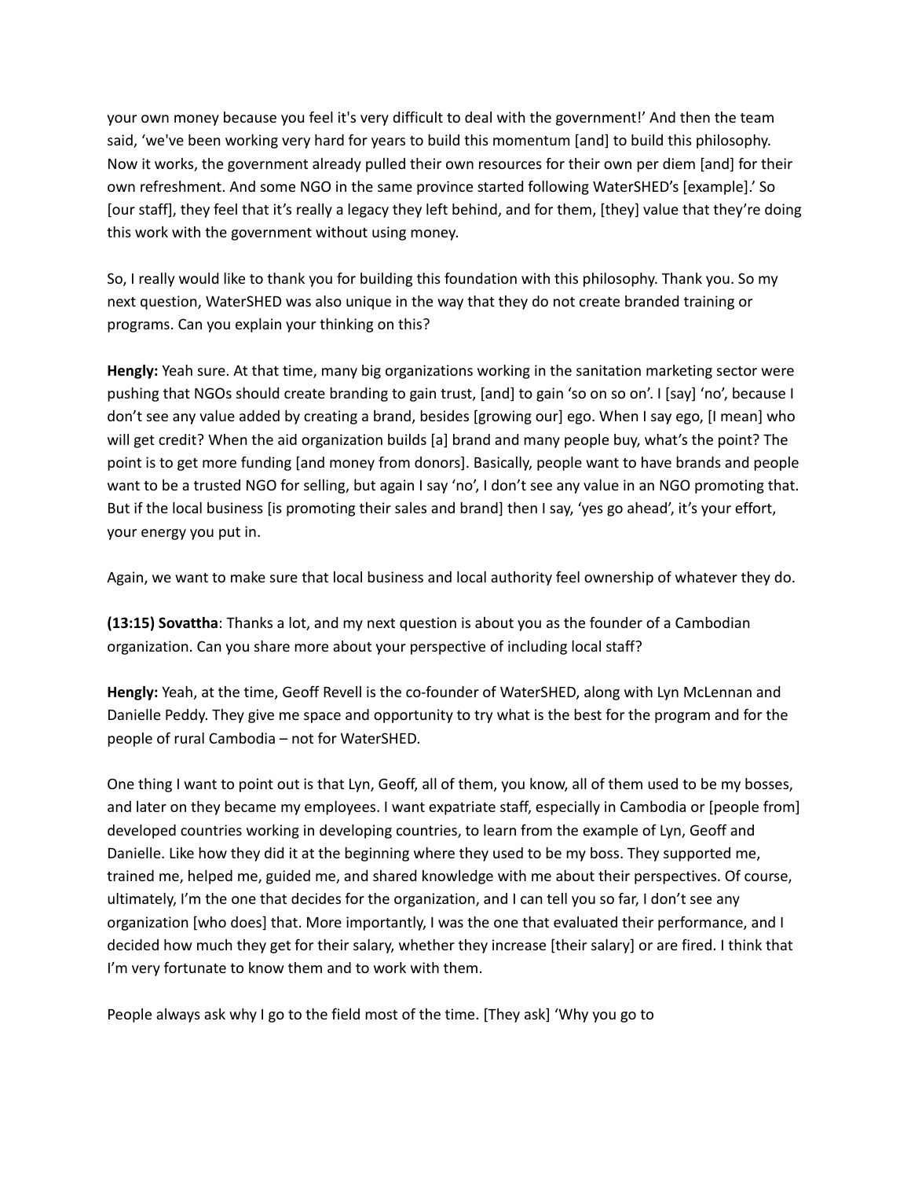your own money because you feel it's very difficult to deal with the government!' And then the team said, 'we've been working very hard for years to build this momentum [and] to build this philosophy. Now it works, the government already pulled their own resources for their own per diem [and] for their own refreshment. And some NGO in the same province started following WaterSHED's [example].' So [our staff], they feel that it's really a legacy they left behind, and for them, [they] value that they're doing this work with the government without using money.

So, I really would like to thank you for building this foundation with this philosophy. Thank you. So my next question, WaterSHED was also unique in the way that they do not create branded training or programs. Can you explain your thinking on this?

**Hengly:** Yeah sure. At that time, many big organizations working in the sanitation marketing sector were pushing that NGOs should create branding to gain trust, [and] to gain 'so on so on'. I [say] 'no', because I don't see any value added by creating a brand, besides [growing our] ego. When I say ego, [I mean] who will get credit? When the aid organization builds [a] brand and many people buy, what's the point? The point is to get more funding [and money from donors]. Basically, people want to have brands and people want to be a trusted NGO for selling, but again I say 'no', I don't see any value in an NGO promoting that. But if the local business [is promoting their sales and brand] then I say, 'yes go ahead', it's your effort, your energy you put in.

Again, we want to make sure that local business and local authority feel ownership of whatever they do.

**(13:15) Sovattha**: Thanks a lot, and my next question is about you as the founder of a Cambodian organization. Can you share more about your perspective of including local staff?

**Hengly:** Yeah, at the time, Geoff Revell is the co-founder of WaterSHED, along with Lyn McLennan and Danielle Peddy. They give me space and opportunity to try what is the best for the program and for the people of rural Cambodia – not for WaterSHED.

One thing I want to point out is that Lyn, Geoff, all of them, you know, all of them used to be my bosses, and later on they became my employees. I want expatriate staff, especially in Cambodia or [people from] developed countries working in developing countries, to learn from the example of Lyn, Geoff and Danielle. Like how they did it at the beginning where they used to be my boss. They supported me, trained me, helped me, guided me, and shared knowledge with me about their perspectives. Of course, ultimately, I'm the one that decides for the organization, and I can tell you so far, I don't see any organization [who does] that. More importantly, I was the one that evaluated their performance, and I decided how much they get for their salary, whether they increase [their salary] or are fired. I think that I'm very fortunate to know them and to work with them.

People always ask why I go to the field most of the time. [They ask] 'Why you go to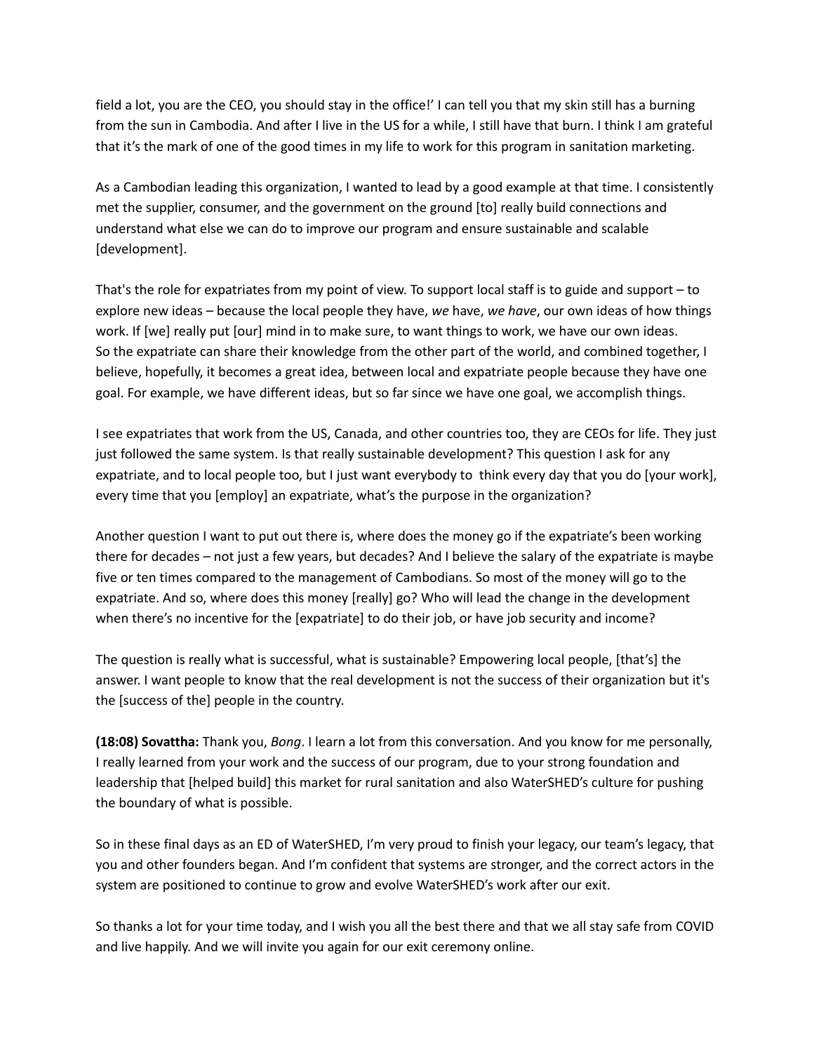field a lot, you are the CEO, you should stay in the office!' I can tell you that my skin still has a burning from the sun in Cambodia. And after I live in the US for a while, I still have that burn. I think I am grateful that it's the mark of one of the good times in my life to work for this program in sanitation marketing.

As a Cambodian leading this organization, I wanted to lead by a good example at that time. I consistently met the supplier, consumer, and the government on the ground [to] really build connections and understand what else we can do to improve our program and ensure sustainable and scalable [development].

That's the role for expatriates from my point of view. To support local staff is to guide and support – to explore new ideas – because the local people they have, *we* have, *we have*, our own ideas of how things work. If [we] really put [our] mind in to make sure, to want things to work, we have our own ideas. So the expatriate can share their knowledge from the other part of the world, and combined together, I believe, hopefully, it becomes a great idea, between local and expatriate people because they have one goal. For example, we have different ideas, but so far since we have one goal, we accomplish things.

I see expatriates that work from the US, Canada, and other countries too, they are CEOs for life. They just just followed the same system. Is that really sustainable development? This question I ask for any expatriate, and to local people too, but I just want everybody to think every day that you do [your work], every time that you [employ] an expatriate, what's the purpose in the organization?

Another question I want to put out there is, where does the money go if the expatriate's been working there for decades – not just a few years, but decades? And I believe the salary of the expatriate is maybe five or ten times compared to the management of Cambodians. So most of the money will go to the expatriate. And so, where does this money [really] go? Who will lead the change in the development when there's no incentive for the [expatriate] to do their job, or have job security and income?

The question is really what is successful, what is sustainable? Empowering local people, [that's] the answer. I want people to know that the real development is not the success of their organization but it's the [success of the] people in the country.

**(18:08) Sovattha:** Thank you, *Bong*. I learn a lot from this conversation. And you know for me personally, I really learned from your work and the success of our program, due to your strong foundation and leadership that [helped build] this market for rural sanitation and also WaterSHED's culture for pushing the boundary of what is possible.

So in these final days as an ED of WaterSHED, I'm very proud to finish your legacy, our team's legacy, that you and other founders began. And I'm confident that systems are stronger, and the correct actors in the system are positioned to continue to grow and evolve WaterSHED's work after our exit.

So thanks a lot for your time today, and I wish you all the best there and that we all stay safe from COVID and live happily. And we will invite you again for our exit ceremony online.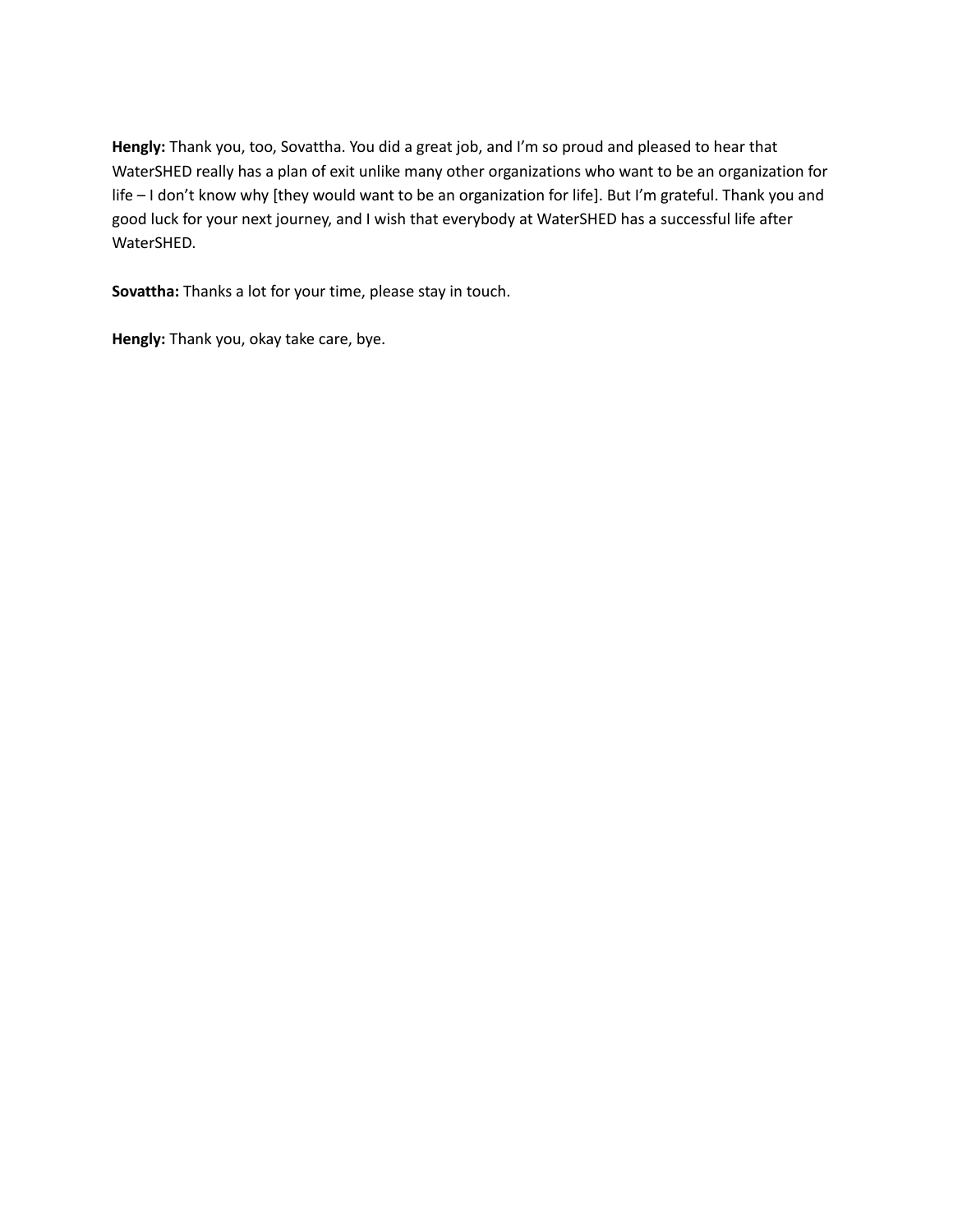**Hengly:** Thank you, too, Sovattha. You did a great job, and I'm so proud and pleased to hear that WaterSHED really has a plan of exit unlike many other organizations who want to be an organization for life – I don't know why [they would want to be an organization for life]. But I'm grateful. Thank you and good luck for your next journey, and I wish that everybody at WaterSHED has a successful life after WaterSHED.

**Sovattha:** Thanks a lot for your time, please stay in touch.

**Hengly:** Thank you, okay take care, bye.